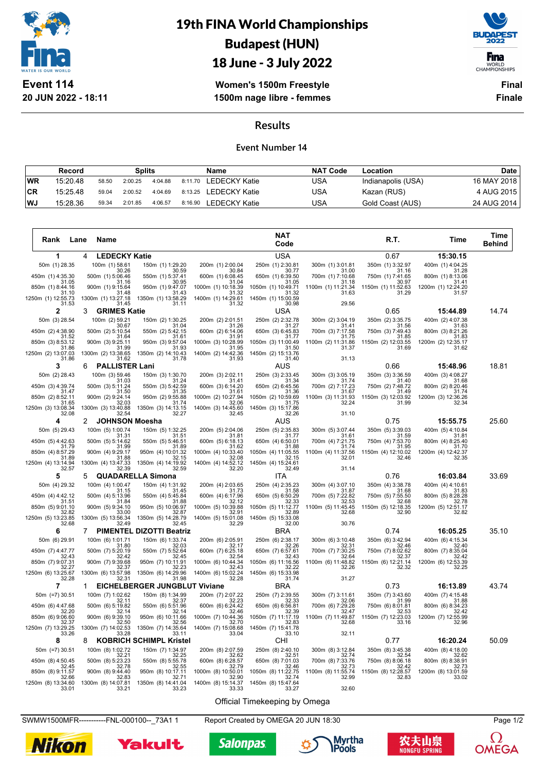# 19th FINA World Championships
## Budapest (HUN)
## 18 June - 3 July 2022

**Event 114**
**20 JUN 2022 - 18:11**

**Women's 1500m Freestyle**
**1500m nage libre - femmes**

**Final**
**Finale**

## Results

### Event Number 14

| Record | | Splits | | | | Name | NAT Code | Location | Date |
|---|---|---|---|---|---|---|---|---|---|
| WR | 15:20.48 | 58.50 | 2:00.25 | 4:04.88 | 8:11.70 | LEDECKY Katie | USA | Indianapolis (USA) | 16 MAY 2018 |
| CR | 15:25.48 | 59.04 | 2:00.52 | 4:04.69 | 8:13.25 | LEDECKY Katie | USA | Kazan (RUS) | 4 AUG 2015 |
| WJ | 15:28.36 | 59.34 | 2:01.85 | 4:06.57 | 8:16.90 | LEDECKY Katie | USA | Gold Coast (AUS) | 24 AUG 2014 |

| Rank | Lane | Name | NAT Code | R.T. | Time | Time Behind |
|---|---|---|---|---|---|---|
| 1 | 4 | LEDECKY Katie | USA | 0.67 | 15:30.15 | |
| 2 | 3 | GRIMES Katie | USA | 0.65 | 15:44.89 | 14.74 |
| 3 | 6 | PALLISTER Lani | AUS | 0.66 | 15:48.96 | 18.81 |
| 4 | 2 | JOHNSON Moesha | AUS | 0.75 | 15:55.75 | 25.60 |
| 5 | 5 | QUADARELLA Simona | ITA | 0.76 | 16:03.84 | 33.69 |
| 6 | 7 | PIMENTEL DIZOTTI Beatriz | BRA | 0.74 | 16:05.25 | 35.10 |
| 7 | 1 | EICHELBERGER JUNGBLUT Viviane | BRA | 0.73 | 16:13.89 | 43.74 |
| 8 | 8 | KOBRICH SCHIMPL Kristel | CHI | 0.77 | 16:20.24 | 50.09 |

**Splits: 1 – LEDECKY Katie (USA)**

| Distance | Rank | Cumulative | Split |
|---|---|---|---|
| 50m | 1 | 28.35 | |
| 100m | 1 | 58.61 | 30.26 |
| 150m | 1 | 1:29.20 | 30.59 |
| 200m | 1 | 2:00.04 | 30.84 |
| 250m | 1 | 2:30.81 | 30.77 |
| 300m | 1 | 3:01.81 | 31.00 |
| 350m | 1 | 3:32.97 | 31.16 |
| 400m | 1 | 4:04.25 | 31.28 |
| 450m | 1 | 4:35.30 | 31.05 |
| 500m | 1 | 5:06.46 | 31.16 |
| 550m | 1 | 5:37.41 | 30.95 |
| 600m | 1 | 6:08.45 | 31.04 |
| 650m | 1 | 6:39.50 | 31.05 |
| 700m | 1 | 7:10.68 | 31.18 |
| 750m | 1 | 7:41.65 | 30.97 |
| 800m | 1 | 8:13.06 | 31.41 |
| 850m | 1 | 8:44.16 | 31.10 |
| 900m | 1 | 9:15.64 | 31.48 |
| 950m | 1 | 9:47.07 | 31.43 |
| 1000m | 1 | 10:18.39 | 31.32 |
| 1050m | 1 | 10:49.71 | 31.32 |
| 1100m | 1 | 11:21.34 | 31.63 |
| 1150m | 1 | 11:52.63 | 31.29 |
| 1200m | 1 | 12:24.20 | 31.57 |
| 1250m | 1 | 12:55.73 | 31.53 |
| 1300m | 1 | 13:27.18 | 31.45 |
| 1350m | 1 | 13:58.29 | 31.11 |
| 1400m | 1 | 14:29.61 | 31.32 |
| 1450m | 1 | 15:00.59 | 30.98 |
| 1500m | | 15:30.15 | 29.56 |

**Splits: 2 – GRIMES Katie (USA)**

| Distance | Rank | Cumulative | Split |
|---|---|---|---|
| 50m | 3 | 28.54 | |
| 100m | 2 | 59.21 | 30.67 |
| 150m | 2 | 1:30.25 | 31.04 |
| 200m | 2 | 2:01.51 | 31.26 |
| 250m | 2 | 2:32.78 | 31.27 |
| 300m | 2 | 3:04.19 | 31.41 |
| 350m | 2 | 3:35.75 | 31.56 |
| 400m | 2 | 4:07.38 | 31.63 |
| 450m | 2 | 4:38.90 | 31.52 |
| 500m | 2 | 5:10.54 | 31.64 |
| 550m | 2 | 5:42.15 | 31.61 |
| 600m | 2 | 6:14.06 | 31.91 |
| 650m | 3 | 6:45.83 | 31.77 |
| 700m | 3 | 7:17.58 | 31.75 |
| 750m | 3 | 7:49.43 | 31.85 |
| 800m | 3 | 8:21.26 | 31.83 |
| 850m | 3 | 8:53.12 | 31.86 |
| 900m | 3 | 9:25.11 | 31.99 |
| 950m | 3 | 9:57.04 | 31.93 |
| 1000m | 3 | 10:28.99 | 31.95 |
| 1050m | 3 | 11:00.49 | 31.50 |
| 1100m | 2 | 11:31.86 | 31.37 |
| 1150m | 2 | 12:03.55 | 31.69 |
| 1200m | 2 | 12:35.17 | 31.62 |
| 1250m | 2 | 13:07.03 | 31.86 |
| 1300m | 2 | 13:38.65 | 31.62 |
| 1350m | 2 | 14:10.43 | 31.78 |
| 1400m | 2 | 14:42.36 | 31.93 |
| 1450m | 2 | 15:13.76 | 31.40 |
| 1500m | | 15:44.89 | 31.13 |

**Splits: 3 – PALLISTER Lani (AUS)**

| Distance | Rank | Cumulative | Split |
|---|---|---|---|
| 50m | 2 | 28.43 | |
| 100m | 3 | 59.46 | 31.03 |
| 150m | 3 | 1:30.70 | 31.24 |
| 200m | 3 | 2:02.11 | 31.41 |
| 250m | 3 | 2:33.45 | 31.34 |
| 300m | 3 | 3:05.19 | 31.74 |
| 350m | 3 | 3:36.59 | 31.40 |
| 400m | 3 | 4:08.27 | 31.68 |
| 450m | 3 | 4:39.74 | 31.47 |
| 500m | 3 | 5:11.24 | 31.50 |
| 550m | 3 | 5:42.59 | 31.35 |
| 600m | 3 | 6:14.20 | 31.61 |
| 650m | 2 | 6:45.56 | 31.36 |
| 700m | 2 | 7:17.23 | 31.67 |
| 750m | 2 | 7:48.72 | 31.49 |
| 800m | 2 | 8:20.46 | 31.74 |
| 850m | 2 | 8:52.11 | 31.65 |
| 900m | 2 | 9:24.14 | 32.03 |
| 950m | 2 | 9:55.88 | 31.74 |
| 1000m | 2 | 10:27.94 | 32.06 |
| 1050m | 2 | 10:59.69 | 31.75 |
| 1100m | 3 | 11:31.93 | 32.24 |
| 1150m | 3 | 12:03.92 | 31.99 |
| 1200m | 3 | 12:36.26 | 32.34 |
| 1250m | 3 | 13:08.34 | 32.08 |
| 1300m | 3 | 13:40.88 | 32.54 |
| 1350m | 3 | 14:13.15 | 32.27 |
| 1400m | 3 | 14:45.60 | 32.45 |
| 1450m | 3 | 15:17.86 | 32.26 |
| 1500m | | 15:48.96 | 31.10 |

**Splits: 4 – JOHNSON Moesha (AUS)**

| Distance | Rank | Cumulative | Split |
|---|---|---|---|
| 50m | 5 | 29.43 | |
| 100m | 5 | 1:00.74 | 31.31 |
| 150m | 5 | 1:32.25 | 31.51 |
| 200m | 5 | 2:04.06 | 31.81 |
| 250m | 5 | 2:35.83 | 31.77 |
| 300m | 5 | 3:07.44 | 31.61 |
| 350m | 5 | 3:39.03 | 31.59 |
| 400m | 5 | 4:10.84 | 31.81 |
| 450m | 5 | 4:42.63 | 31.79 |
| 500m | 5 | 5:14.62 | 31.99 |
| 550m | 5 | 5:46.51 | 31.89 |
| 600m | 5 | 6:18.13 | 31.62 |
| 650m | 4 | 6:50.01 | 31.88 |
| 700m | 4 | 7:21.75 | 31.74 |
| 750m | 4 | 7:53.70 | 31.95 |
| 800m | 4 | 8:25.40 | 31.70 |
| 850m | 4 | 8:57.29 | 31.89 |
| 900m | 4 | 9:29.17 | 31.88 |
| 950m | 4 | 10:01.32 | 32.15 |
| 1000m | 4 | 10:33.40 | 32.08 |
| 1050m | 4 | 11:05.55 | 32.15 |
| 1100m | 4 | 11:37.56 | 32.01 |
| 1150m | 4 | 12:10.02 | 32.46 |
| 1200m | 4 | 12:42.37 | 32.35 |
| 1250m | 4 | 13:14.94 | 32.57 |
| 1300m | 4 | 13:47.33 | 32.39 |
| 1350m | 4 | 14:19.92 | 32.59 |
| 1400m | 4 | 14:52.12 | 32.20 |
| 1450m | 4 | 15:24.61 | 32.49 |
| 1500m | | 15:55.75 | 31.14 |

**Splits: 5 – QUADARELLA Simona (ITA)**

| Distance | Rank | Cumulative | Split |
|---|---|---|---|
| 50m | 4 | 29.32 | |
| 100m | 4 | 1:00.47 | 31.15 |
| 150m | 4 | 1:31.92 | 31.45 |
| 200m | 4 | 2:03.65 | 31.73 |
| 250m | 4 | 2:35.23 | 31.58 |
| 300m | 4 | 3:07.10 | 31.87 |
| 350m | 4 | 3:38.78 | 31.68 |
| 400m | 4 | 4:10.61 | 31.83 |
| 450m | 4 | 4:42.12 | 31.51 |
| 500m | 4 | 5:13.96 | 31.84 |
| 550m | 4 | 5:45.84 | 31.88 |
| 600m | 4 | 6:17.96 | 32.12 |
| 650m | 5 | 6:50.29 | 32.33 |
| 700m | 5 | 7:22.82 | 32.53 |
| 750m | 5 | 7:55.50 | 32.68 |
| 800m | 5 | 8:28.28 | 32.78 |
| 850m | 5 | 9:01.10 | 32.82 |
| 900m | 5 | 9:34.10 | 33.00 |
| 950m | 5 | 10:06.97 | 32.87 |
| 1000m | 5 | 10:39.88 | 32.91 |
| 1050m | 5 | 11:12.77 | 32.89 |
| 1100m | 5 | 11:45.45 | 32.68 |
| 1150m | 5 | 12:18.35 | 32.90 |
| 1200m | 5 | 12:51.17 | 32.82 |
| 1250m | 5 | 13:23.85 | 32.68 |
| 1300m | 5 | 13:56.34 | 32.49 |
| 1350m | 5 | 14:28.79 | 32.45 |
| 1400m | 5 | 15:01.08 | 32.29 |
| 1450m | 5 | 15:33.08 | 32.00 |
| 1500m | | 16:03.84 | 30.76 |

**Splits: 6 – PIMENTEL DIZOTTI Beatriz (BRA)**

| Distance | Rank | Cumulative | Split |
|---|---|---|---|
| 50m | 6 | 29.91 | |
| 100m | 6 | 1:01.71 | 31.80 |
| 150m | 6 | 1:33.74 | 32.03 |
| 200m | 6 | 2:05.91 | 32.17 |
| 250m | 6 | 2:38.17 | 32.26 |
| 300m | 6 | 3:10.48 | 32.31 |
| 350m | 6 | 3:42.94 | 32.46 |
| 400m | 6 | 4:15.34 | 32.40 |
| 450m | 7 | 4:47.77 | 32.43 |
| 500m | 7 | 5:20.19 | 32.42 |
| 550m | 7 | 5:52.64 | 32.45 |
| 600m | 7 | 6:25.18 | 32.54 |
| 650m | 7 | 6:57.61 | 32.43 |
| 700m | 7 | 7:30.25 | 32.64 |
| 750m | 7 | 8:02.62 | 32.37 |
| 800m | 7 | 8:35.04 | 32.42 |
| 850m | 7 | 9:07.31 | 32.27 |
| 900m | 6 | 9:39.68 | 32.37 |
| 950m | 7 | 10:11.91 | 32.23 |
| 1000m | 6 | 10:44.34 | 32.43 |
| 1050m | 6 | 11:16.56 | 32.22 |
| 1100m | 6 | 11:48.82 | 32.26 |
| 1150m | 6 | 12:21.14 | 32.32 |
| 1200m | 6 | 12:53.39 | 32.25 |
| 1250m | 6 | 13:25.67 | 32.28 |
| 1300m | 6 | 13:57.98 | 32.31 |
| 1350m | 6 | 14:29.96 | 31.98 |
| 1400m | 6 | 15:02.24 | 32.28 |
| 1450m | 6 | 15:33.98 | 31.74 |
| 1500m | | 16:05.25 | 31.27 |

**Splits: 7 – EICHELBERGER JUNGBLUT Viviane (BRA)**

| Distance | Rank | Cumulative | Split |
|---|---|---|---|
| 50m | =7 | 30.51 | |
| 100m | 7 | 1:02.62 | 32.11 |
| 150m | 8 | 1:34.99 | 32.37 |
| 200m | 7 | 2:07.22 | 32.23 |
| 250m | 7 | 2:39.55 | 32.33 |
| 300m | 7 | 3:11.61 | 32.06 |
| 350m | 7 | 3:43.60 | 31.99 |
| 400m | 7 | 4:15.48 | 31.88 |
| 450m | 6 | 4:47.68 | 32.20 |
| 500m | 6 | 5:19.82 | 32.14 |
| 550m | 6 | 5:51.96 | 32.14 |
| 600m | 6 | 6:24.42 | 32.46 |
| 650m | 6 | 6:56.81 | 32.39 |
| 700m | 6 | 7:29.28 | 32.47 |
| 750m | 6 | 8:01.81 | 32.53 |
| 800m | 6 | 8:34.23 | 32.42 |
| 850m | 6 | 9:06.60 | 32.37 |
| 900m | 7 | 9:39.10 | 32.50 |
| 950m | 6 | 10:11.66 | 32.56 |
| 1000m | 7 | 10:44.36 | 32.70 |
| 1050m | 7 | 11:17.19 | 32.83 |
| 1100m | 7 | 11:49.87 | 32.68 |
| 1150m | 7 | 12:23.03 | 33.16 |
| 1200m | 7 | 12:55.99 | 32.96 |
| 1250m | 7 | 13:29.25 | 33.26 |
| 1300m | 7 | 14:02.53 | 33.28 |
| 1350m | 7 | 14:35.64 | 33.11 |
| 1400m | 7 | 15:08.68 | 33.04 |
| 1450m | 7 | 15:41.78 | 33.10 |
| 1500m | | 16:13.89 | 32.11 |

**Splits: 8 – KOBRICH SCHIMPL Kristel (CHI)**

| Distance | Rank | Cumulative | Split |
|---|---|---|---|
| 50m | =7 | 30.51 | |
| 100m | 8 | 1:02.72 | 32.21 |
| 150m | 7 | 1:34.97 | 32.25 |
| 200m | 8 | 2:07.59 | 32.62 |
| 250m | 8 | 2:40.10 | 32.51 |
| 300m | 8 | 3:12.84 | 32.74 |
| 350m | 8 | 3:45.38 | 32.54 |
| 400m | 8 | 4:18.00 | 32.62 |
| 450m | 8 | 4:50.45 | 32.45 |
| 500m | 8 | 5:23.23 | 32.78 |
| 550m | 8 | 5:55.78 | 32.55 |
| 600m | 8 | 6:28.57 | 32.79 |
| 650m | 8 | 7:01.03 | 32.46 |
| 700m | 8 | 7:33.76 | 32.73 |
| 750m | 8 | 8:06.18 | 32.42 |
| 800m | 8 | 8:38.91 | 32.73 |
| 850m | 8 | 9:11.57 | 32.66 |
| 900m | 8 | 9:44.40 | 32.83 |
| 950m | 8 | 10:17.11 | 32.71 |
| 1000m | 8 | 10:50.01 | 32.90 |
| 1050m | 8 | 11:22.75 | 32.74 |
| 1100m | 8 | 11:55.74 | 32.99 |
| 1150m | 8 | 12:28.57 | 32.83 |
| 1200m | 8 | 13:01.59 | 33.02 |
| 1250m | 8 | 13:34.60 | 33.01 |
| 1300m | 8 | 14:07.81 | 33.21 |
| 1350m | 8 | 14:41.04 | 33.23 |
| 1400m | 8 | 15:14.37 | 33.33 |
| 1450m | 8 | 15:47.64 | 33.27 |
| 1500m | | 16:20.24 | 32.60 |

Official Timekeeping by Omega

SWMW1500MFR-----------FNL-000100--_73A1 1 Report Created by OMEGA 20 JUN 18:30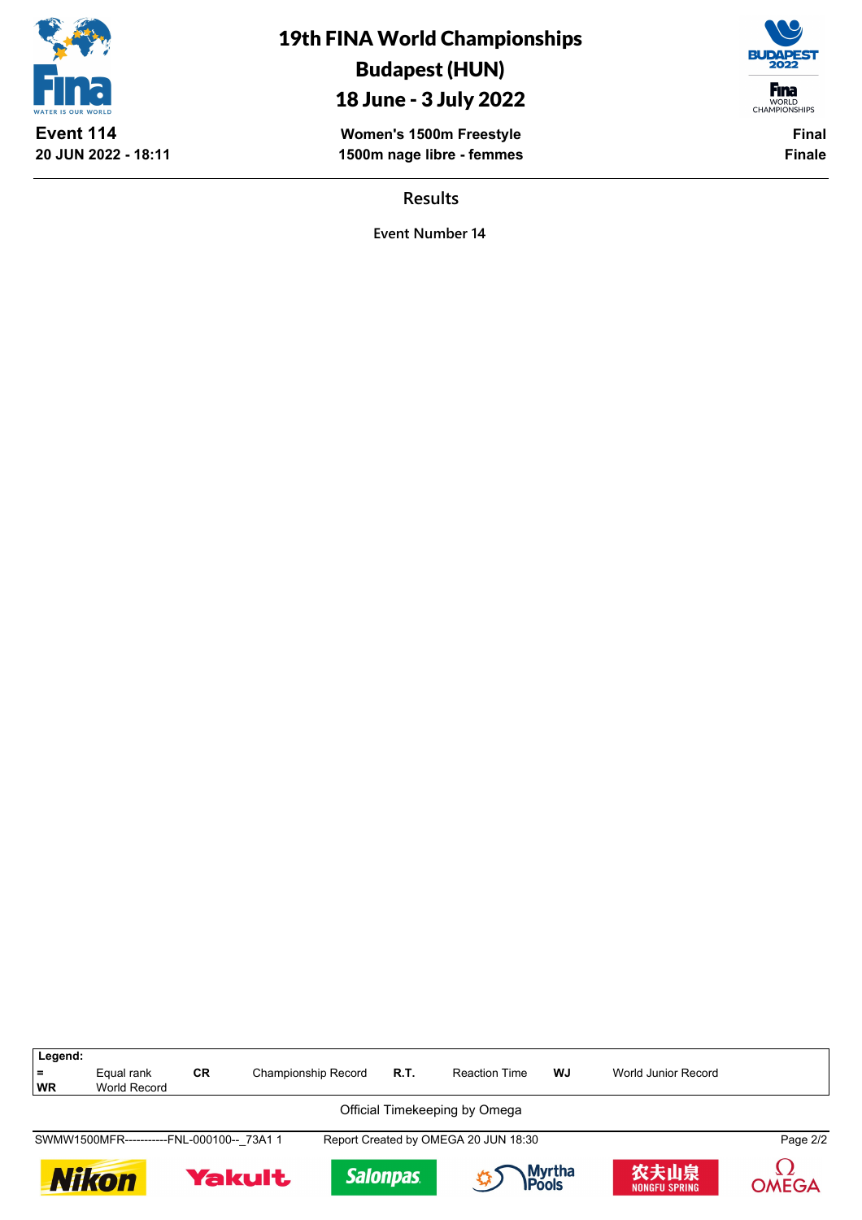# 19th FINA World Championships

## Budapest (HUN)

## 18 June - 3 July 2022

**Event 114**
**20 JUN 2022 - 18:11**

**Women's 1500m Freestyle**
**1500m nage libre - femmes**

**Final**
**Finale**

### Results

**Event Number 14**

| | | | | | | | |
|---|---|---|---|---|---|---|---|
| **Legend:** | | | | | | | |
| = | Equal rank | **CR** | Championship Record | **R.T.** | Reaction Time | **WJ** | World Junior Record |
| **WR** | World Record | | | | | | |

Official Timekeeping by Omega

SWMW1500MFR-----------FNL-000100--_73A1 1

Report Created by OMEGA 20 JUN 18:30